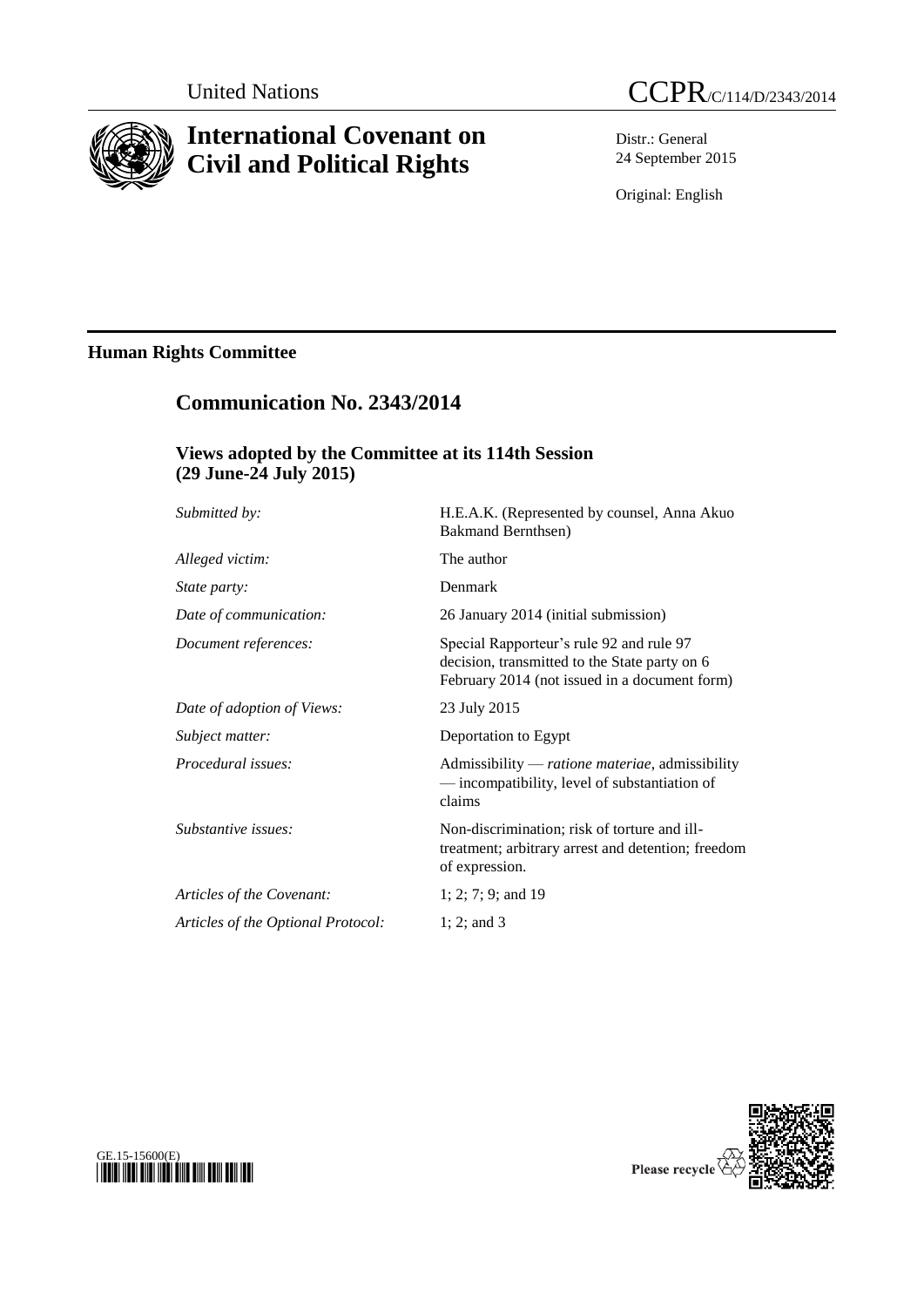United Nations

# CCPR/C/114/D/2343/2014

# International Covenant on Civil and Political Rights

Distr.: General
24 September 2015

Original: English

## Human Rights Committee

## Communication No. 2343/2014

### Views adopted by the Committee at its 114th Session (29 June-24 July 2015)

| | |
|---|---|
| *Submitted by:* | H.E.A.K. (Represented by counsel, Anna Akuo Bakmand Bernthsen) |
| *Alleged victim:* | The author |
| *State party:* | Denmark |
| *Date of communication:* | 26 January 2014 (initial submission) |
| *Document references:* | Special Rapporteur's rule 92 and rule 97 decision, transmitted to the State party on 6 February 2014 (not issued in a document form) |
| *Date of adoption of Views:* | 23 July 2015 |
| *Subject matter:* | Deportation to Egypt |
| *Procedural issues:* | Admissibility — *ratione materiae*, admissibility — incompatibility, level of substantiation of claims |
| *Substantive issues:* | Non-discrimination; risk of torture and ill-treatment; arbitrary arrest and detention; freedom of expression. |
| *Articles of the Covenant:* | 1; 2; 7; 9; and 19 |
| *Articles of the Optional Protocol:* | 1; 2; and 3 |

GE.15-15600(E)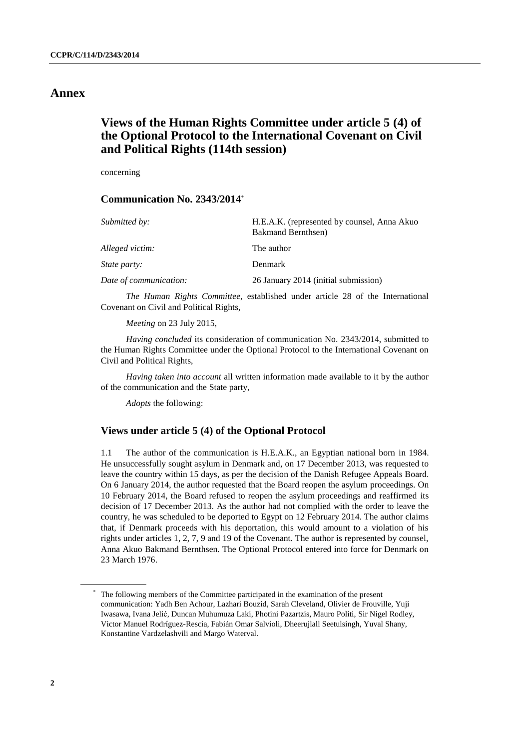# Annex

## Views of the Human Rights Committee under article 5 (4) of the Optional Protocol to the International Covenant on Civil and Political Rights (114th session)

concerning

### Communication No. 2343/2014*

| | |
|---|---|
| *Submitted by:* | H.E.A.K. (represented by counsel, Anna Akuo Bakmand Bernthsen) |
| *Alleged victim:* | The author |
| *State party:* | Denmark |
| *Date of communication:* | 26 January 2014 (initial submission) |

*The Human Rights Committee*, established under article 28 of the International Covenant on Civil and Political Rights,

*Meeting* on 23 July 2015,

*Having concluded* its consideration of communication No. 2343/2014, submitted to the Human Rights Committee under the Optional Protocol to the International Covenant on Civil and Political Rights,

*Having taken into account* all written information made available to it by the author of the communication and the State party,

*Adopts* the following:

### Views under article 5 (4) of the Optional Protocol

1.1 The author of the communication is H.E.A.K., an Egyptian national born in 1984. He unsuccessfully sought asylum in Denmark and, on 17 December 2013, was requested to leave the country within 15 days, as per the decision of the Danish Refugee Appeals Board. On 6 January 2014, the author requested that the Board reopen the asylum proceedings. On 10 February 2014, the Board refused to reopen the asylum proceedings and reaffirmed its decision of 17 December 2013. As the author had not complied with the order to leave the country, he was scheduled to be deported to Egypt on 12 February 2014. The author claims that, if Denmark proceeds with his deportation, this would amount to a violation of his rights under articles 1, 2, 7, 9 and 19 of the Covenant. The author is represented by counsel, Anna Akuo Bakmand Bernthsen. The Optional Protocol entered into force for Denmark on 23 March 1976.

\* The following members of the Committee participated in the examination of the present communication: Yadh Ben Achour, Lazhari Bouzid, Sarah Cleveland, Olivier de Frouville, Yuji Iwasawa, Ivana Jelić, Duncan Muhumuza Laki, Photini Pazartzis, Mauro Politi, Sir Nigel Rodley, Victor Manuel Rodríguez-Rescia, Fabián Omar Salvioli, Dheerujlall Seetulsingh, Yuval Shany, Konstantine Vardzelashvili and Margo Waterval.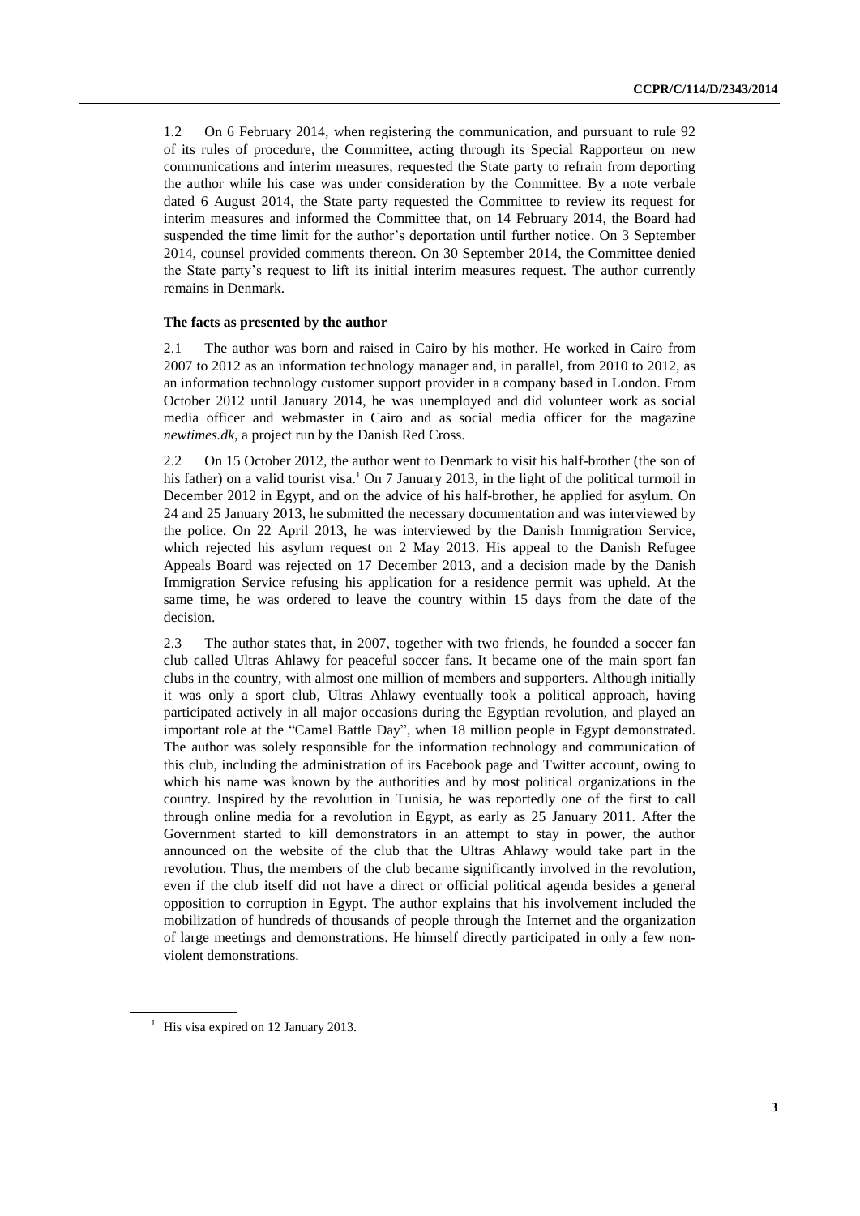1.2 On 6 February 2014, when registering the communication, and pursuant to rule 92 of its rules of procedure, the Committee, acting through its Special Rapporteur on new communications and interim measures, requested the State party to refrain from deporting the author while his case was under consideration by the Committee. By a note verbale dated 6 August 2014, the State party requested the Committee to review its request for interim measures and informed the Committee that, on 14 February 2014, the Board had suspended the time limit for the author's deportation until further notice. On 3 September 2014, counsel provided comments thereon. On 30 September 2014, the Committee denied the State party's request to lift its initial interim measures request. The author currently remains in Denmark.

**The facts as presented by the author**

2.1 The author was born and raised in Cairo by his mother. He worked in Cairo from 2007 to 2012 as an information technology manager and, in parallel, from 2010 to 2012, as an information technology customer support provider in a company based in London. From October 2012 until January 2014, he was unemployed and did volunteer work as social media officer and webmaster in Cairo and as social media officer for the magazine *newtimes.dk*, a project run by the Danish Red Cross.

2.2 On 15 October 2012, the author went to Denmark to visit his half-brother (the son of his father) on a valid tourist visa.[1] On 7 January 2013, in the light of the political turmoil in December 2012 in Egypt, and on the advice of his half-brother, he applied for asylum. On 24 and 25 January 2013, he submitted the necessary documentation and was interviewed by the police. On 22 April 2013, he was interviewed by the Danish Immigration Service, which rejected his asylum request on 2 May 2013. His appeal to the Danish Refugee Appeals Board was rejected on 17 December 2013, and a decision made by the Danish Immigration Service refusing his application for a residence permit was upheld. At the same time, he was ordered to leave the country within 15 days from the date of the decision.

2.3 The author states that, in 2007, together with two friends, he founded a soccer fan club called Ultras Ahlawy for peaceful soccer fans. It became one of the main sport fan clubs in the country, with almost one million of members and supporters. Although initially it was only a sport club, Ultras Ahlawy eventually took a political approach, having participated actively in all major occasions during the Egyptian revolution, and played an important role at the "Camel Battle Day", when 18 million people in Egypt demonstrated. The author was solely responsible for the information technology and communication of this club, including the administration of its Facebook page and Twitter account, owing to which his name was known by the authorities and by most political organizations in the country. Inspired by the revolution in Tunisia, he was reportedly one of the first to call through online media for a revolution in Egypt, as early as 25 January 2011. After the Government started to kill demonstrators in an attempt to stay in power, the author announced on the website of the club that the Ultras Ahlawy would take part in the revolution. Thus, the members of the club became significantly involved in the revolution, even if the club itself did not have a direct or official political agenda besides a general opposition to corruption in Egypt. The author explains that his involvement included the mobilization of hundreds of thousands of people through the Internet and the organization of large meetings and demonstrations. He himself directly participated in only a few non-violent demonstrations.

[1] His visa expired on 12 January 2013.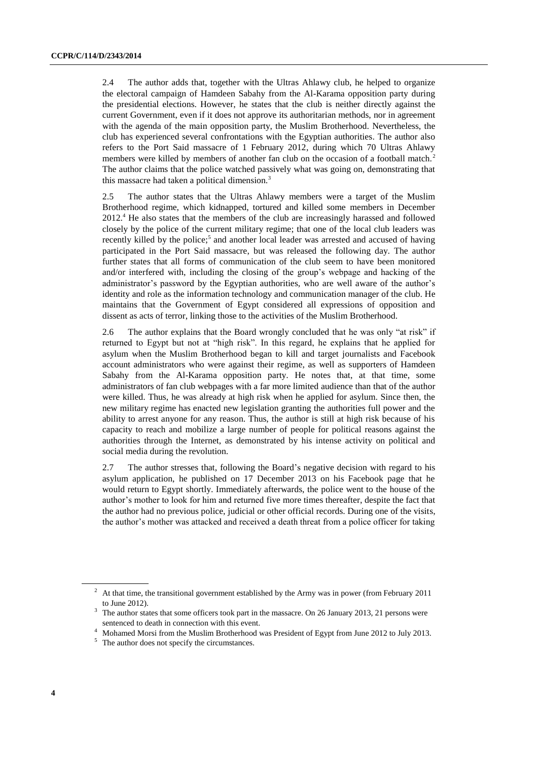2.4 The author adds that, together with the Ultras Ahlawy club, he helped to organize the electoral campaign of Hamdeen Sabahy from the Al-Karama opposition party during the presidential elections. However, he states that the club is neither directly against the current Government, even if it does not approve its authoritarian methods, nor in agreement with the agenda of the main opposition party, the Muslim Brotherhood. Nevertheless, the club has experienced several confrontations with the Egyptian authorities. The author also refers to the Port Said massacre of 1 February 2012, during which 70 Ultras Ahlawy members were killed by members of another fan club on the occasion of a football match.[2] The author claims that the police watched passively what was going on, demonstrating that this massacre had taken a political dimension.[3]

2.5 The author states that the Ultras Ahlawy members were a target of the Muslim Brotherhood regime, which kidnapped, tortured and killed some members in December 2012.[4] He also states that the members of the club are increasingly harassed and followed closely by the police of the current military regime; that one of the local club leaders was recently killed by the police;[5] and another local leader was arrested and accused of having participated in the Port Said massacre, but was released the following day. The author further states that all forms of communication of the club seem to have been monitored and/or interfered with, including the closing of the group's webpage and hacking of the administrator's password by the Egyptian authorities, who are well aware of the author's identity and role as the information technology and communication manager of the club. He maintains that the Government of Egypt considered all expressions of opposition and dissent as acts of terror, linking those to the activities of the Muslim Brotherhood.

2.6 The author explains that the Board wrongly concluded that he was only "at risk" if returned to Egypt but not at "high risk". In this regard, he explains that he applied for asylum when the Muslim Brotherhood began to kill and target journalists and Facebook account administrators who were against their regime, as well as supporters of Hamdeen Sabahy from the Al-Karama opposition party. He notes that, at that time, some administrators of fan club webpages with a far more limited audience than that of the author were killed. Thus, he was already at high risk when he applied for asylum. Since then, the new military regime has enacted new legislation granting the authorities full power and the ability to arrest anyone for any reason. Thus, the author is still at high risk because of his capacity to reach and mobilize a large number of people for political reasons against the authorities through the Internet, as demonstrated by his intense activity on political and social media during the revolution.

2.7 The author stresses that, following the Board's negative decision with regard to his asylum application, he published on 17 December 2013 on his Facebook page that he would return to Egypt shortly. Immediately afterwards, the police went to the house of the author's mother to look for him and returned five more times thereafter, despite the fact that the author had no previous police, judicial or other official records. During one of the visits, the author's mother was attacked and received a death threat from a police officer for taking

---

[2] At that time, the transitional government established by the Army was in power (from February 2011 to June 2012).

[3] The author states that some officers took part in the massacre. On 26 January 2013, 21 persons were sentenced to death in connection with this event.

[4] Mohamed Morsi from the Muslim Brotherhood was President of Egypt from June 2012 to July 2013.

[5] The author does not specify the circumstances.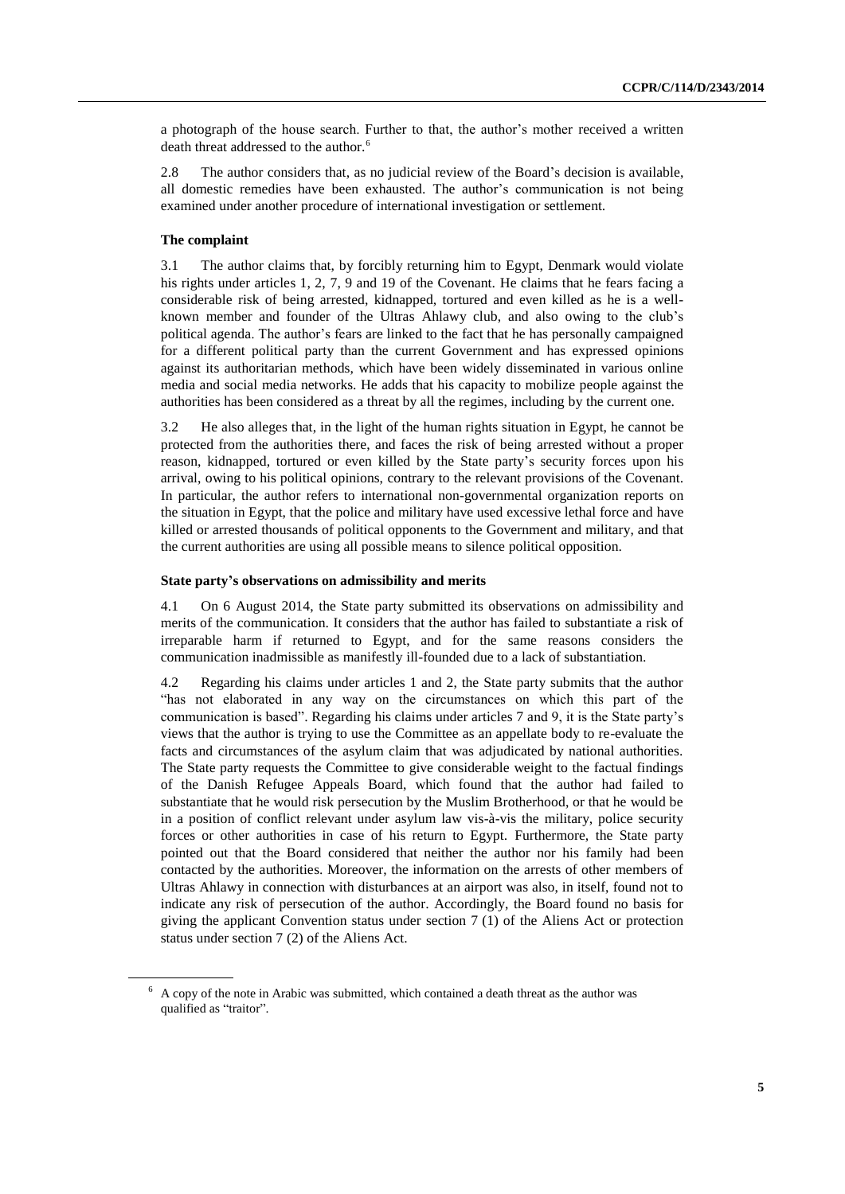a photograph of the house search. Further to that, the author's mother received a written death threat addressed to the author.[6]

2.8 The author considers that, as no judicial review of the Board's decision is available, all domestic remedies have been exhausted. The author's communication is not being examined under another procedure of international investigation or settlement.

### The complaint

3.1 The author claims that, by forcibly returning him to Egypt, Denmark would violate his rights under articles 1, 2, 7, 9 and 19 of the Covenant. He claims that he fears facing a considerable risk of being arrested, kidnapped, tortured and even killed as he is a well-known member and founder of the Ultras Ahlawy club, and also owing to the club's political agenda. The author's fears are linked to the fact that he has personally campaigned for a different political party than the current Government and has expressed opinions against its authoritarian methods, which have been widely disseminated in various online media and social media networks. He adds that his capacity to mobilize people against the authorities has been considered as a threat by all the regimes, including by the current one.

3.2 He also alleges that, in the light of the human rights situation in Egypt, he cannot be protected from the authorities there, and faces the risk of being arrested without a proper reason, kidnapped, tortured or even killed by the State party's security forces upon his arrival, owing to his political opinions, contrary to the relevant provisions of the Covenant. In particular, the author refers to international non-governmental organization reports on the situation in Egypt, that the police and military have used excessive lethal force and have killed or arrested thousands of political opponents to the Government and military, and that the current authorities are using all possible means to silence political opposition.

### State party's observations on admissibility and merits

4.1 On 6 August 2014, the State party submitted its observations on admissibility and merits of the communication. It considers that the author has failed to substantiate a risk of irreparable harm if returned to Egypt, and for the same reasons considers the communication inadmissible as manifestly ill-founded due to a lack of substantiation.

4.2 Regarding his claims under articles 1 and 2, the State party submits that the author "has not elaborated in any way on the circumstances on which this part of the communication is based". Regarding his claims under articles 7 and 9, it is the State party's views that the author is trying to use the Committee as an appellate body to re-evaluate the facts and circumstances of the asylum claim that was adjudicated by national authorities. The State party requests the Committee to give considerable weight to the factual findings of the Danish Refugee Appeals Board, which found that the author had failed to substantiate that he would risk persecution by the Muslim Brotherhood, or that he would be in a position of conflict relevant under asylum law vis-à-vis the military, police security forces or other authorities in case of his return to Egypt. Furthermore, the State party pointed out that the Board considered that neither the author nor his family had been contacted by the authorities. Moreover, the information on the arrests of other members of Ultras Ahlawy in connection with disturbances at an airport was also, in itself, found not to indicate any risk of persecution of the author. Accordingly, the Board found no basis for giving the applicant Convention status under section 7 (1) of the Aliens Act or protection status under section 7 (2) of the Aliens Act.

[6] A copy of the note in Arabic was submitted, which contained a death threat as the author was qualified as "traitor".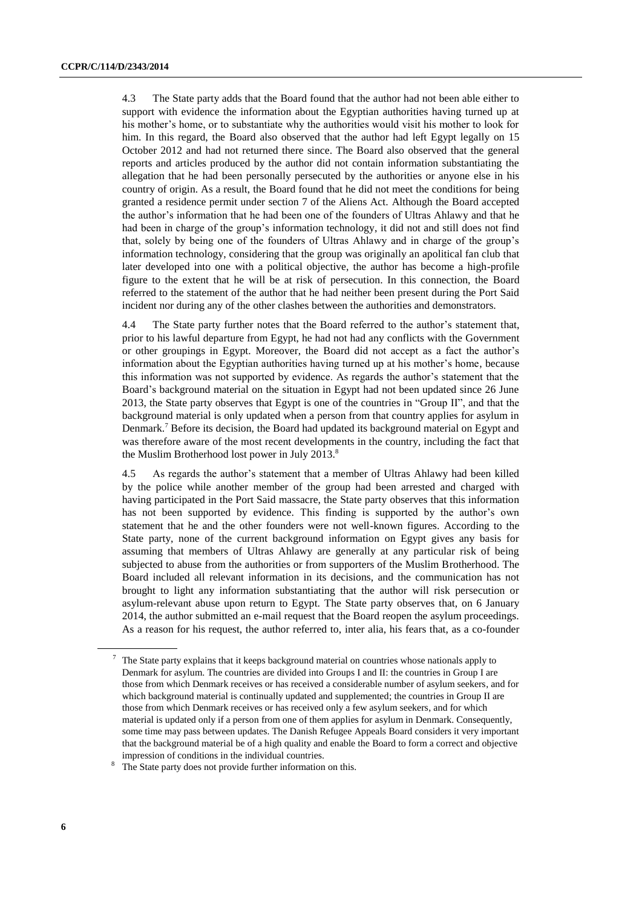4.3 The State party adds that the Board found that the author had not been able either to support with evidence the information about the Egyptian authorities having turned up at his mother's home, or to substantiate why the authorities would visit his mother to look for him. In this regard, the Board also observed that the author had left Egypt legally on 15 October 2012 and had not returned there since. The Board also observed that the general reports and articles produced by the author did not contain information substantiating the allegation that he had been personally persecuted by the authorities or anyone else in his country of origin. As a result, the Board found that he did not meet the conditions for being granted a residence permit under section 7 of the Aliens Act. Although the Board accepted the author's information that he had been one of the founders of Ultras Ahlawy and that he had been in charge of the group's information technology, it did not and still does not find that, solely by being one of the founders of Ultras Ahlawy and in charge of the group's information technology, considering that the group was originally an apolitical fan club that later developed into one with a political objective, the author has become a high-profile figure to the extent that he will be at risk of persecution. In this connection, the Board referred to the statement of the author that he had neither been present during the Port Said incident nor during any of the other clashes between the authorities and demonstrators.

4.4 The State party further notes that the Board referred to the author's statement that, prior to his lawful departure from Egypt, he had not had any conflicts with the Government or other groupings in Egypt. Moreover, the Board did not accept as a fact the author's information about the Egyptian authorities having turned up at his mother's home, because this information was not supported by evidence. As regards the author's statement that the Board's background material on the situation in Egypt had not been updated since 26 June 2013, the State party observes that Egypt is one of the countries in "Group II", and that the background material is only updated when a person from that country applies for asylum in Denmark.[7] Before its decision, the Board had updated its background material on Egypt and was therefore aware of the most recent developments in the country, including the fact that the Muslim Brotherhood lost power in July 2013.[8]

4.5 As regards the author's statement that a member of Ultras Ahlawy had been killed by the police while another member of the group had been arrested and charged with having participated in the Port Said massacre, the State party observes that this information has not been supported by evidence. This finding is supported by the author's own statement that he and the other founders were not well-known figures. According to the State party, none of the current background information on Egypt gives any basis for assuming that members of Ultras Ahlawy are generally at any particular risk of being subjected to abuse from the authorities or from supporters of the Muslim Brotherhood. The Board included all relevant information in its decisions, and the communication has not brought to light any information substantiating that the author will risk persecution or asylum-relevant abuse upon return to Egypt. The State party observes that, on 6 January 2014, the author submitted an e-mail request that the Board reopen the asylum proceedings. As a reason for his request, the author referred to, inter alia, his fears that, as a co-founder

---

[7] The State party explains that it keeps background material on countries whose nationals apply to Denmark for asylum. The countries are divided into Groups I and II: the countries in Group I are those from which Denmark receives or has received a considerable number of asylum seekers, and for which background material is continually updated and supplemented; the countries in Group II are those from which Denmark receives or has received only a few asylum seekers, and for which material is updated only if a person from one of them applies for asylum in Denmark. Consequently, some time may pass between updates. The Danish Refugee Appeals Board considers it very important that the background material be of a high quality and enable the Board to form a correct and objective impression of conditions in the individual countries.

[8] The State party does not provide further information on this.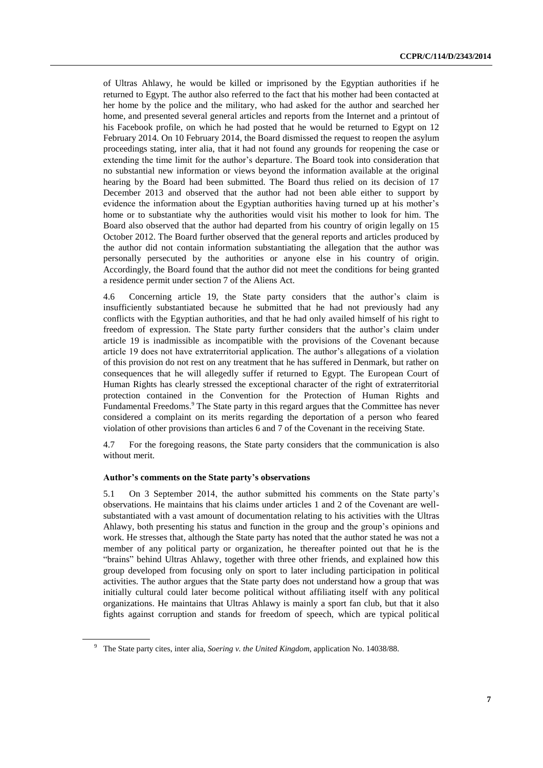of Ultras Ahlawy, he would be killed or imprisoned by the Egyptian authorities if he returned to Egypt. The author also referred to the fact that his mother had been contacted at her home by the police and the military, who had asked for the author and searched her home, and presented several general articles and reports from the Internet and a printout of his Facebook profile, on which he had posted that he would be returned to Egypt on 12 February 2014. On 10 February 2014, the Board dismissed the request to reopen the asylum proceedings stating, inter alia, that it had not found any grounds for reopening the case or extending the time limit for the author's departure. The Board took into consideration that no substantial new information or views beyond the information available at the original hearing by the Board had been submitted. The Board thus relied on its decision of 17 December 2013 and observed that the author had not been able either to support by evidence the information about the Egyptian authorities having turned up at his mother's home or to substantiate why the authorities would visit his mother to look for him. The Board also observed that the author had departed from his country of origin legally on 15 October 2012. The Board further observed that the general reports and articles produced by the author did not contain information substantiating the allegation that the author was personally persecuted by the authorities or anyone else in his country of origin. Accordingly, the Board found that the author did not meet the conditions for being granted a residence permit under section 7 of the Aliens Act.

4.6 Concerning article 19, the State party considers that the author's claim is insufficiently substantiated because he submitted that he had not previously had any conflicts with the Egyptian authorities, and that he had only availed himself of his right to freedom of expression. The State party further considers that the author's claim under article 19 is inadmissible as incompatible with the provisions of the Covenant because article 19 does not have extraterritorial application. The author's allegations of a violation of this provision do not rest on any treatment that he has suffered in Denmark, but rather on consequences that he will allegedly suffer if returned to Egypt. The European Court of Human Rights has clearly stressed the exceptional character of the right of extraterritorial protection contained in the Convention for the Protection of Human Rights and Fundamental Freedoms.[9] The State party in this regard argues that the Committee has never considered a complaint on its merits regarding the deportation of a person who feared violation of other provisions than articles 6 and 7 of the Covenant in the receiving State.

4.7 For the foregoing reasons, the State party considers that the communication is also without merit.

### Author's comments on the State party's observations

5.1 On 3 September 2014, the author submitted his comments on the State party's observations. He maintains that his claims under articles 1 and 2 of the Covenant are well-substantiated with a vast amount of documentation relating to his activities with the Ultras Ahlawy, both presenting his status and function in the group and the group's opinions and work. He stresses that, although the State party has noted that the author stated he was not a member of any political party or organization, he thereafter pointed out that he is the "brains" behind Ultras Ahlawy, together with three other friends, and explained how this group developed from focusing only on sport to later including participation in political activities. The author argues that the State party does not understand how a group that was initially cultural could later become political without affiliating itself with any political organizations. He maintains that Ultras Ahlawy is mainly a sport fan club, but that it also fights against corruption and stands for freedom of speech, which are typical political

---

[9] The State party cites, inter alia, *Soering v. the United Kingdom*, application No. 14038/88.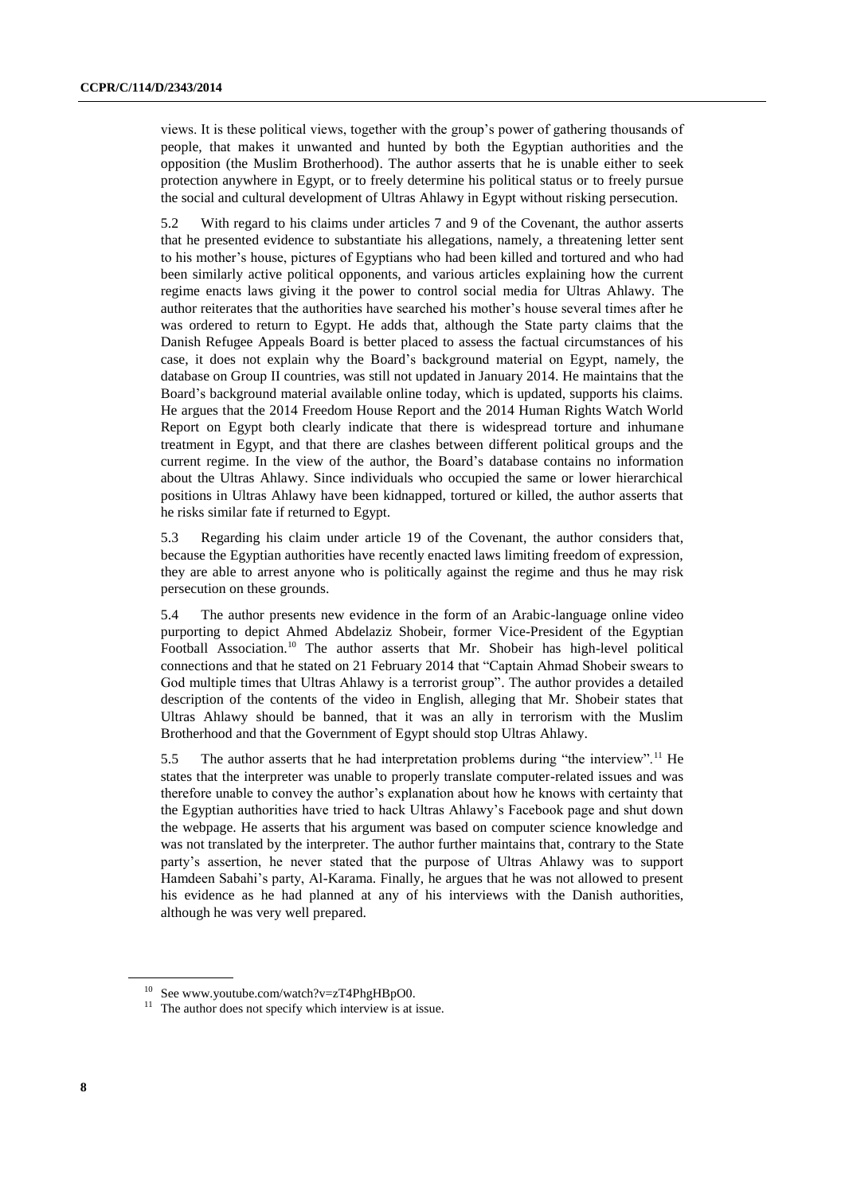views. It is these political views, together with the group's power of gathering thousands of people, that makes it unwanted and hunted by both the Egyptian authorities and the opposition (the Muslim Brotherhood). The author asserts that he is unable either to seek protection anywhere in Egypt, or to freely determine his political status or to freely pursue the social and cultural development of Ultras Ahlawy in Egypt without risking persecution.

5.2 With regard to his claims under articles 7 and 9 of the Covenant, the author asserts that he presented evidence to substantiate his allegations, namely, a threatening letter sent to his mother's house, pictures of Egyptians who had been killed and tortured and who had been similarly active political opponents, and various articles explaining how the current regime enacts laws giving it the power to control social media for Ultras Ahlawy. The author reiterates that the authorities have searched his mother's house several times after he was ordered to return to Egypt. He adds that, although the State party claims that the Danish Refugee Appeals Board is better placed to assess the factual circumstances of his case, it does not explain why the Board's background material on Egypt, namely, the database on Group II countries, was still not updated in January 2014. He maintains that the Board's background material available online today, which is updated, supports his claims. He argues that the 2014 Freedom House Report and the 2014 Human Rights Watch World Report on Egypt both clearly indicate that there is widespread torture and inhumane treatment in Egypt, and that there are clashes between different political groups and the current regime. In the view of the author, the Board's database contains no information about the Ultras Ahlawy. Since individuals who occupied the same or lower hierarchical positions in Ultras Ahlawy have been kidnapped, tortured or killed, the author asserts that he risks similar fate if returned to Egypt.

5.3 Regarding his claim under article 19 of the Covenant, the author considers that, because the Egyptian authorities have recently enacted laws limiting freedom of expression, they are able to arrest anyone who is politically against the regime and thus he may risk persecution on these grounds.

5.4 The author presents new evidence in the form of an Arabic-language online video purporting to depict Ahmed Abdelaziz Shobeir, former Vice-President of the Egyptian Football Association.[10] The author asserts that Mr. Shobeir has high-level political connections and that he stated on 21 February 2014 that "Captain Ahmad Shobeir swears to God multiple times that Ultras Ahlawy is a terrorist group". The author provides a detailed description of the contents of the video in English, alleging that Mr. Shobeir states that Ultras Ahlawy should be banned, that it was an ally in terrorism with the Muslim Brotherhood and that the Government of Egypt should stop Ultras Ahlawy.

5.5 The author asserts that he had interpretation problems during "the interview".[11] He states that the interpreter was unable to properly translate computer-related issues and was therefore unable to convey the author's explanation about how he knows with certainty that the Egyptian authorities have tried to hack Ultras Ahlawy's Facebook page and shut down the webpage. He asserts that his argument was based on computer science knowledge and was not translated by the interpreter. The author further maintains that, contrary to the State party's assertion, he never stated that the purpose of Ultras Ahlawy was to support Hamdeen Sabahi's party, Al-Karama. Finally, he argues that he was not allowed to present his evidence as he had planned at any of his interviews with the Danish authorities, although he was very well prepared.

---

[10] See www.youtube.com/watch?v=zT4PhgHBpO0.

[11] The author does not specify which interview is at issue.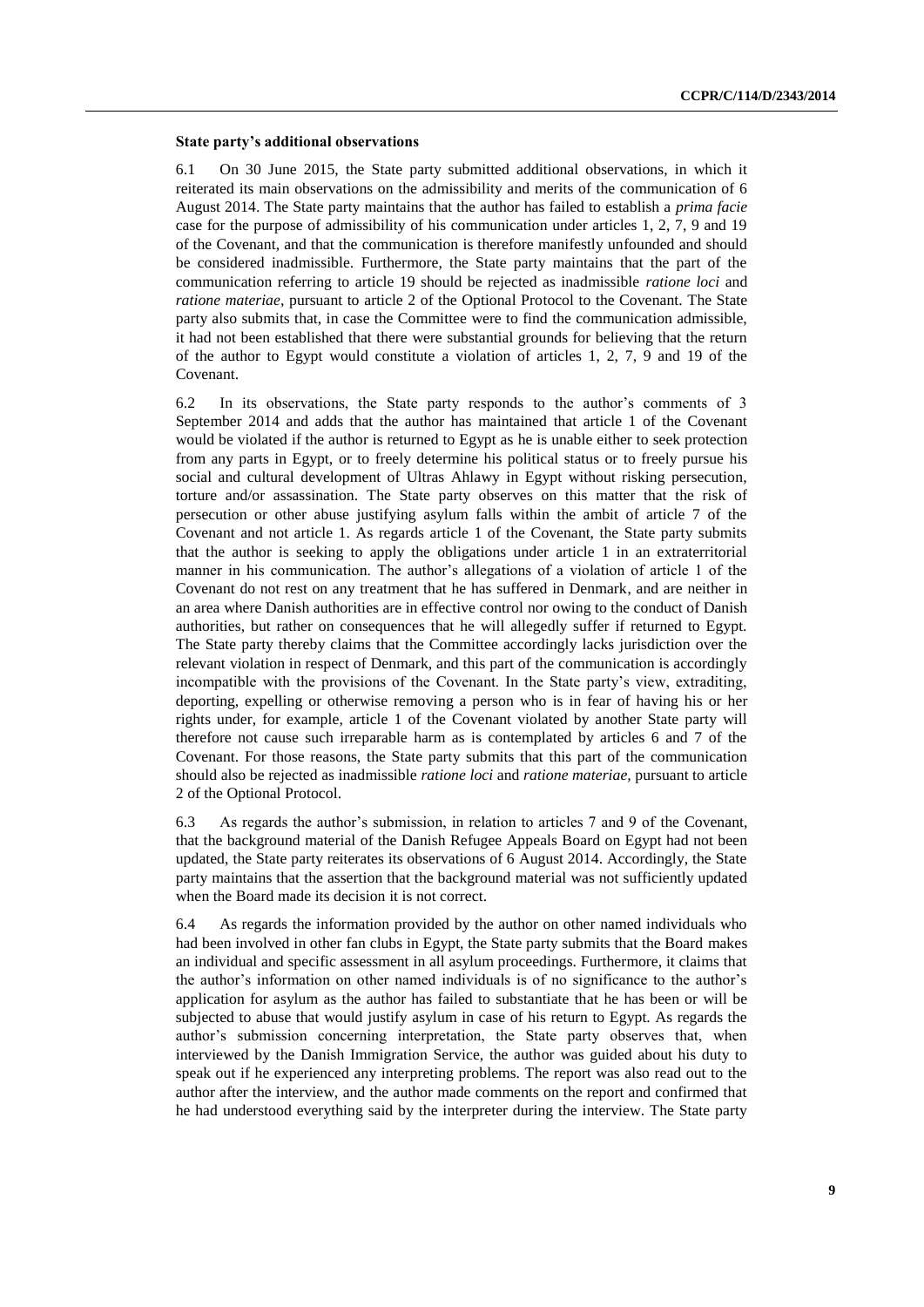#### State party's additional observations

6.1 On 30 June 2015, the State party submitted additional observations, in which it reiterated its main observations on the admissibility and merits of the communication of 6 August 2014. The State party maintains that the author has failed to establish a *prima facie* case for the purpose of admissibility of his communication under articles 1, 2, 7, 9 and 19 of the Covenant, and that the communication is therefore manifestly unfounded and should be considered inadmissible. Furthermore, the State party maintains that the part of the communication referring to article 19 should be rejected as inadmissible *ratione loci* and *ratione materiae*, pursuant to article 2 of the Optional Protocol to the Covenant. The State party also submits that, in case the Committee were to find the communication admissible, it had not been established that there were substantial grounds for believing that the return of the author to Egypt would constitute a violation of articles 1, 2, 7, 9 and 19 of the Covenant.

6.2 In its observations, the State party responds to the author's comments of 3 September 2014 and adds that the author has maintained that article 1 of the Covenant would be violated if the author is returned to Egypt as he is unable either to seek protection from any parts in Egypt, or to freely determine his political status or to freely pursue his social and cultural development of Ultras Ahlawy in Egypt without risking persecution, torture and/or assassination. The State party observes on this matter that the risk of persecution or other abuse justifying asylum falls within the ambit of article 7 of the Covenant and not article 1. As regards article 1 of the Covenant, the State party submits that the author is seeking to apply the obligations under article 1 in an extraterritorial manner in his communication. The author's allegations of a violation of article 1 of the Covenant do not rest on any treatment that he has suffered in Denmark, and are neither in an area where Danish authorities are in effective control nor owing to the conduct of Danish authorities, but rather on consequences that he will allegedly suffer if returned to Egypt. The State party thereby claims that the Committee accordingly lacks jurisdiction over the relevant violation in respect of Denmark, and this part of the communication is accordingly incompatible with the provisions of the Covenant. In the State party's view, extraditing, deporting, expelling or otherwise removing a person who is in fear of having his or her rights under, for example, article 1 of the Covenant violated by another State party will therefore not cause such irreparable harm as is contemplated by articles 6 and 7 of the Covenant. For those reasons, the State party submits that this part of the communication should also be rejected as inadmissible *ratione loci* and *ratione materiae*, pursuant to article 2 of the Optional Protocol.

6.3 As regards the author's submission, in relation to articles 7 and 9 of the Covenant, that the background material of the Danish Refugee Appeals Board on Egypt had not been updated, the State party reiterates its observations of 6 August 2014. Accordingly, the State party maintains that the assertion that the background material was not sufficiently updated when the Board made its decision it is not correct.

6.4 As regards the information provided by the author on other named individuals who had been involved in other fan clubs in Egypt, the State party submits that the Board makes an individual and specific assessment in all asylum proceedings. Furthermore, it claims that the author's information on other named individuals is of no significance to the author's application for asylum as the author has failed to substantiate that he has been or will be subjected to abuse that would justify asylum in case of his return to Egypt. As regards the author's submission concerning interpretation, the State party observes that, when interviewed by the Danish Immigration Service, the author was guided about his duty to speak out if he experienced any interpreting problems. The report was also read out to the author after the interview, and the author made comments on the report and confirmed that he had understood everything said by the interpreter during the interview. The State party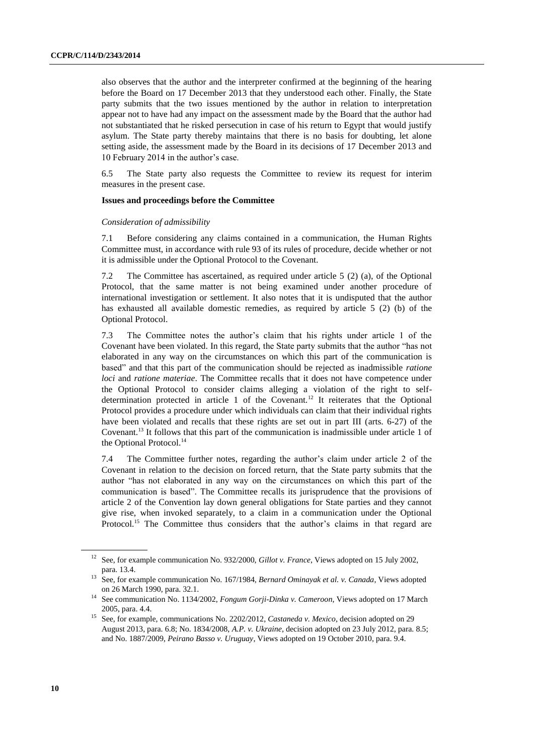also observes that the author and the interpreter confirmed at the beginning of the hearing before the Board on 17 December 2013 that they understood each other. Finally, the State party submits that the two issues mentioned by the author in relation to interpretation appear not to have had any impact on the assessment made by the Board that the author had not substantiated that he risked persecution in case of his return to Egypt that would justify asylum. The State party thereby maintains that there is no basis for doubting, let alone setting aside, the assessment made by the Board in its decisions of 17 December 2013 and 10 February 2014 in the author's case.

6.5 The State party also requests the Committee to review its request for interim measures in the present case.

### Issues and proceedings before the Committee

*Consideration of admissibility*

7.1 Before considering any claims contained in a communication, the Human Rights Committee must, in accordance with rule 93 of its rules of procedure, decide whether or not it is admissible under the Optional Protocol to the Covenant.

7.2 The Committee has ascertained, as required under article 5 (2) (a), of the Optional Protocol, that the same matter is not being examined under another procedure of international investigation or settlement. It also notes that it is undisputed that the author has exhausted all available domestic remedies, as required by article 5 (2) (b) of the Optional Protocol.

7.3 The Committee notes the author's claim that his rights under article 1 of the Covenant have been violated. In this regard, the State party submits that the author "has not elaborated in any way on the circumstances on which this part of the communication is based" and that this part of the communication should be rejected as inadmissible *ratione loci* and *ratione materiae*. The Committee recalls that it does not have competence under the Optional Protocol to consider claims alleging a violation of the right to self-determination protected in article 1 of the Covenant.[12] It reiterates that the Optional Protocol provides a procedure under which individuals can claim that their individual rights have been violated and recalls that these rights are set out in part III (arts. 6-27) of the Covenant.[13] It follows that this part of the communication is inadmissible under article 1 of the Optional Protocol.[14]

7.4 The Committee further notes, regarding the author's claim under article 2 of the Covenant in relation to the decision on forced return, that the State party submits that the author "has not elaborated in any way on the circumstances on which this part of the communication is based". The Committee recalls its jurisprudence that the provisions of article 2 of the Convention lay down general obligations for State parties and they cannot give rise, when invoked separately, to a claim in a communication under the Optional Protocol.[15] The Committee thus considers that the author's claims in that regard are

---

[12] See, for example communication No. 932/2000, *Gillot v. France*, Views adopted on 15 July 2002, para. 13.4.

[13] See, for example communication No. 167/1984, *Bernard Ominayak et al. v. Canada*, Views adopted on 26 March 1990, para. 32.1.

[14] See communication No. 1134/2002, *Fongum Gorji-Dinka v. Cameroon*, Views adopted on 17 March 2005, para. 4.4.

[15] See, for example, communications No. 2202/2012, *Castaneda v. Mexico*, decision adopted on 29 August 2013, para. 6.8; No. 1834/2008, *A.P. v. Ukraine*, decision adopted on 23 July 2012, para. 8.5; and No. 1887/2009, *Peirano Basso v. Uruguay*, Views adopted on 19 October 2010, para. 9.4.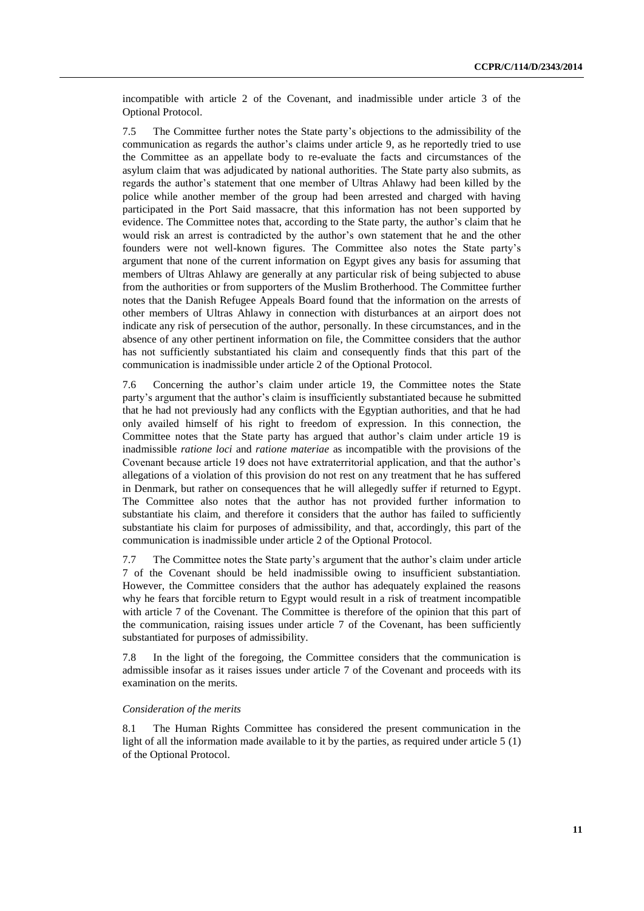incompatible with article 2 of the Covenant, and inadmissible under article 3 of the Optional Protocol.

7.5 The Committee further notes the State party's objections to the admissibility of the communication as regards the author's claims under article 9, as he reportedly tried to use the Committee as an appellate body to re-evaluate the facts and circumstances of the asylum claim that was adjudicated by national authorities. The State party also submits, as regards the author's statement that one member of Ultras Ahlawy had been killed by the police while another member of the group had been arrested and charged with having participated in the Port Said massacre, that this information has not been supported by evidence. The Committee notes that, according to the State party, the author's claim that he would risk an arrest is contradicted by the author's own statement that he and the other founders were not well-known figures. The Committee also notes the State party's argument that none of the current information on Egypt gives any basis for assuming that members of Ultras Ahlawy are generally at any particular risk of being subjected to abuse from the authorities or from supporters of the Muslim Brotherhood. The Committee further notes that the Danish Refugee Appeals Board found that the information on the arrests of other members of Ultras Ahlawy in connection with disturbances at an airport does not indicate any risk of persecution of the author, personally. In these circumstances, and in the absence of any other pertinent information on file, the Committee considers that the author has not sufficiently substantiated his claim and consequently finds that this part of the communication is inadmissible under article 2 of the Optional Protocol.

7.6 Concerning the author's claim under article 19, the Committee notes the State party's argument that the author's claim is insufficiently substantiated because he submitted that he had not previously had any conflicts with the Egyptian authorities, and that he had only availed himself of his right to freedom of expression. In this connection, the Committee notes that the State party has argued that author's claim under article 19 is inadmissible *ratione loci* and *ratione materiae* as incompatible with the provisions of the Covenant because article 19 does not have extraterritorial application, and that the author's allegations of a violation of this provision do not rest on any treatment that he has suffered in Denmark, but rather on consequences that he will allegedly suffer if returned to Egypt. The Committee also notes that the author has not provided further information to substantiate his claim, and therefore it considers that the author has failed to sufficiently substantiate his claim for purposes of admissibility, and that, accordingly, this part of the communication is inadmissible under article 2 of the Optional Protocol.

7.7 The Committee notes the State party's argument that the author's claim under article 7 of the Covenant should be held inadmissible owing to insufficient substantiation. However, the Committee considers that the author has adequately explained the reasons why he fears that forcible return to Egypt would result in a risk of treatment incompatible with article 7 of the Covenant. The Committee is therefore of the opinion that this part of the communication, raising issues under article 7 of the Covenant, has been sufficiently substantiated for purposes of admissibility.

7.8 In the light of the foregoing, the Committee considers that the communication is admissible insofar as it raises issues under article 7 of the Covenant and proceeds with its examination on the merits.

*Consideration of the merits*

8.1 The Human Rights Committee has considered the present communication in the light of all the information made available to it by the parties, as required under article 5 (1) of the Optional Protocol.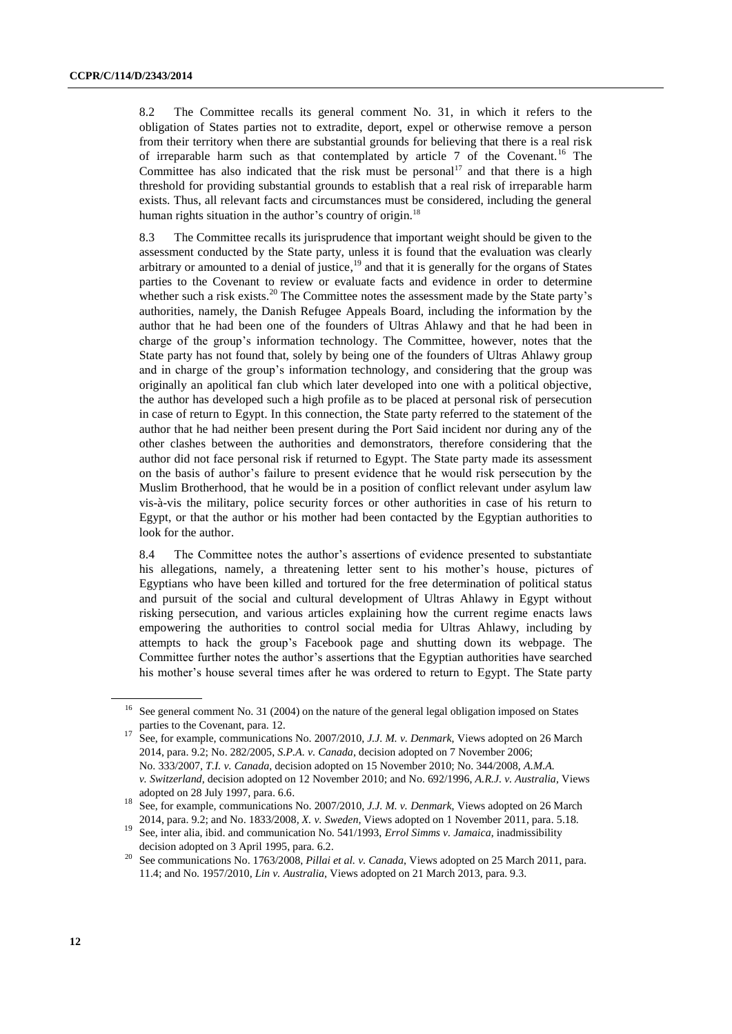8.2 The Committee recalls its general comment No. 31, in which it refers to the obligation of States parties not to extradite, deport, expel or otherwise remove a person from their territory when there are substantial grounds for believing that there is a real risk of irreparable harm such as that contemplated by article 7 of the Covenant.[16] The Committee has also indicated that the risk must be personal[17] and that there is a high threshold for providing substantial grounds to establish that a real risk of irreparable harm exists. Thus, all relevant facts and circumstances must be considered, including the general human rights situation in the author's country of origin.[18]

8.3 The Committee recalls its jurisprudence that important weight should be given to the assessment conducted by the State party, unless it is found that the evaluation was clearly arbitrary or amounted to a denial of justice,[19] and that it is generally for the organs of States parties to the Covenant to review or evaluate facts and evidence in order to determine whether such a risk exists.[20] The Committee notes the assessment made by the State party's authorities, namely, the Danish Refugee Appeals Board, including the information by the author that he had been one of the founders of Ultras Ahlawy and that he had been in charge of the group's information technology. The Committee, however, notes that the State party has not found that, solely by being one of the founders of Ultras Ahlawy group and in charge of the group's information technology, and considering that the group was originally an apolitical fan club which later developed into one with a political objective, the author has developed such a high profile as to be placed at personal risk of persecution in case of return to Egypt. In this connection, the State party referred to the statement of the author that he had neither been present during the Port Said incident nor during any of the other clashes between the authorities and demonstrators, therefore considering that the author did not face personal risk if returned to Egypt. The State party made its assessment on the basis of author's failure to present evidence that he would risk persecution by the Muslim Brotherhood, that he would be in a position of conflict relevant under asylum law vis-à-vis the military, police security forces or other authorities in case of his return to Egypt, or that the author or his mother had been contacted by the Egyptian authorities to look for the author.

8.4 The Committee notes the author's assertions of evidence presented to substantiate his allegations, namely, a threatening letter sent to his mother's house, pictures of Egyptians who have been killed and tortured for the free determination of political status and pursuit of the social and cultural development of Ultras Ahlawy in Egypt without risking persecution, and various articles explaining how the current regime enacts laws empowering the authorities to control social media for Ultras Ahlawy, including by attempts to hack the group's Facebook page and shutting down its webpage. The Committee further notes the author's assertions that the Egyptian authorities have searched his mother's house several times after he was ordered to return to Egypt. The State party

---

[16] See general comment No. 31 (2004) on the nature of the general legal obligation imposed on States parties to the Covenant, para. 12.

[17] See, for example, communications No. 2007/2010, *J.J. M. v. Denmark*, Views adopted on 26 March 2014, para. 9.2; No. 282/2005, *S.P.A. v. Canada*, decision adopted on 7 November 2006; No. 333/2007, *T.I. v. Canada*, decision adopted on 15 November 2010; No. 344/2008, *A.M.A. v. Switzerland*, decision adopted on 12 November 2010; and No. 692/1996, *A.R.J. v. Australia*, Views adopted on 28 July 1997, para. 6.6.

[18] See, for example, communications No. 2007/2010, *J.J. M. v. Denmark*, Views adopted on 26 March 2014, para. 9.2; and No. 1833/2008, *X. v. Sweden*, Views adopted on 1 November 2011, para. 5.18.

[19] See, inter alia, ibid. and communication No. 541/1993, *Errol Simms v. Jamaica*, inadmissibility decision adopted on 3 April 1995, para. 6.2.

[20] See communications No. 1763/2008, *Pillai et al. v. Canada*, Views adopted on 25 March 2011, para. 11.4; and No. 1957/2010, *Lin v. Australia*, Views adopted on 21 March 2013, para. 9.3.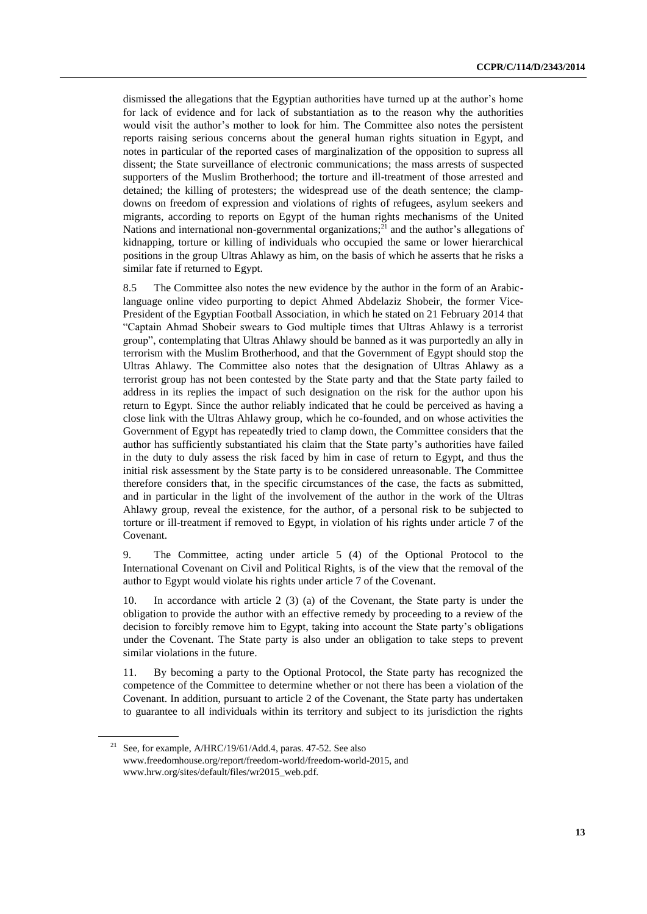dismissed the allegations that the Egyptian authorities have turned up at the author's home for lack of evidence and for lack of substantiation as to the reason why the authorities would visit the author's mother to look for him. The Committee also notes the persistent reports raising serious concerns about the general human rights situation in Egypt, and notes in particular of the reported cases of marginalization of the opposition to supress all dissent; the State surveillance of electronic communications; the mass arrests of suspected supporters of the Muslim Brotherhood; the torture and ill-treatment of those arrested and detained; the killing of protesters; the widespread use of the death sentence; the clamp-downs on freedom of expression and violations of rights of refugees, asylum seekers and migrants, according to reports on Egypt of the human rights mechanisms of the United Nations and international non-governmental organizations;[21] and the author's allegations of kidnapping, torture or killing of individuals who occupied the same or lower hierarchical positions in the group Ultras Ahlawy as him, on the basis of which he asserts that he risks a similar fate if returned to Egypt.

8.5 The Committee also notes the new evidence by the author in the form of an Arabic-language online video purporting to depict Ahmed Abdelaziz Shobeir, the former Vice-President of the Egyptian Football Association, in which he stated on 21 February 2014 that "Captain Ahmad Shobeir swears to God multiple times that Ultras Ahlawy is a terrorist group", contemplating that Ultras Ahlawy should be banned as it was purportedly an ally in terrorism with the Muslim Brotherhood, and that the Government of Egypt should stop the Ultras Ahlawy. The Committee also notes that the designation of Ultras Ahlawy as a terrorist group has not been contested by the State party and that the State party failed to address in its replies the impact of such designation on the risk for the author upon his return to Egypt. Since the author reliably indicated that he could be perceived as having a close link with the Ultras Ahlawy group, which he co-founded, and on whose activities the Government of Egypt has repeatedly tried to clamp down, the Committee considers that the author has sufficiently substantiated his claim that the State party's authorities have failed in the duty to duly assess the risk faced by him in case of return to Egypt, and thus the initial risk assessment by the State party is to be considered unreasonable. The Committee therefore considers that, in the specific circumstances of the case, the facts as submitted, and in particular in the light of the involvement of the author in the work of the Ultras Ahlawy group, reveal the existence, for the author, of a personal risk to be subjected to torture or ill-treatment if removed to Egypt, in violation of his rights under article 7 of the Covenant.

9. The Committee, acting under article 5 (4) of the Optional Protocol to the International Covenant on Civil and Political Rights, is of the view that the removal of the author to Egypt would violate his rights under article 7 of the Covenant.

10. In accordance with article 2 (3) (a) of the Covenant, the State party is under the obligation to provide the author with an effective remedy by proceeding to a review of the decision to forcibly remove him to Egypt, taking into account the State party's obligations under the Covenant. The State party is also under an obligation to take steps to prevent similar violations in the future.

11. By becoming a party to the Optional Protocol, the State party has recognized the competence of the Committee to determine whether or not there has been a violation of the Covenant. In addition, pursuant to article 2 of the Covenant, the State party has undertaken to guarantee to all individuals within its territory and subject to its jurisdiction the rights

---

[21] See, for example, A/HRC/19/61/Add.4, paras. 47-52. See also www.freedomhouse.org/report/freedom-world/freedom-world-2015, and www.hrw.org/sites/default/files/wr2015_web.pdf.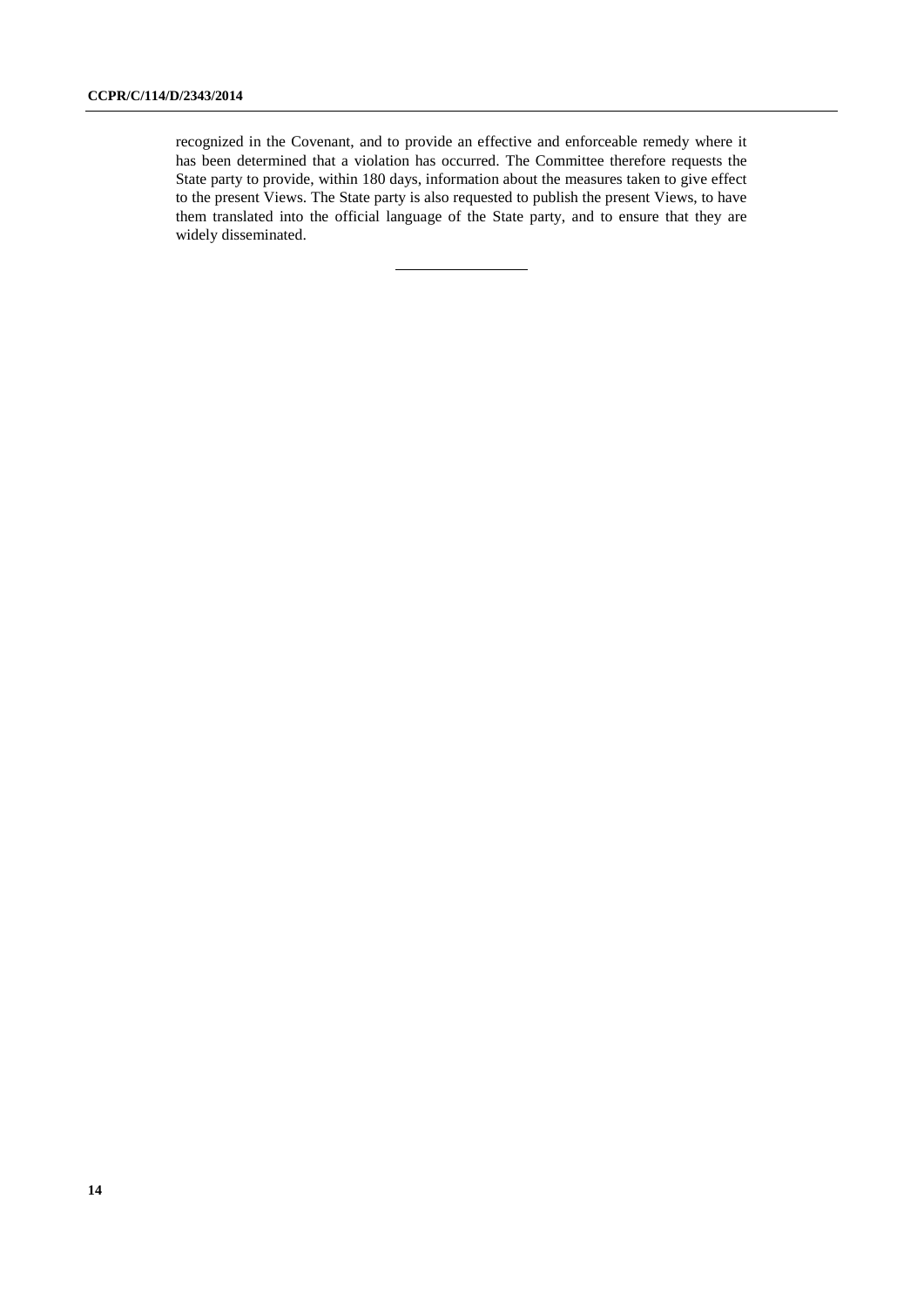recognized in the Covenant, and to provide an effective and enforceable remedy where it has been determined that a violation has occurred. The Committee therefore requests the State party to provide, within 180 days, information about the measures taken to give effect to the present Views. The State party is also requested to publish the present Views, to have them translated into the official language of the State party, and to ensure that they are widely disseminated.